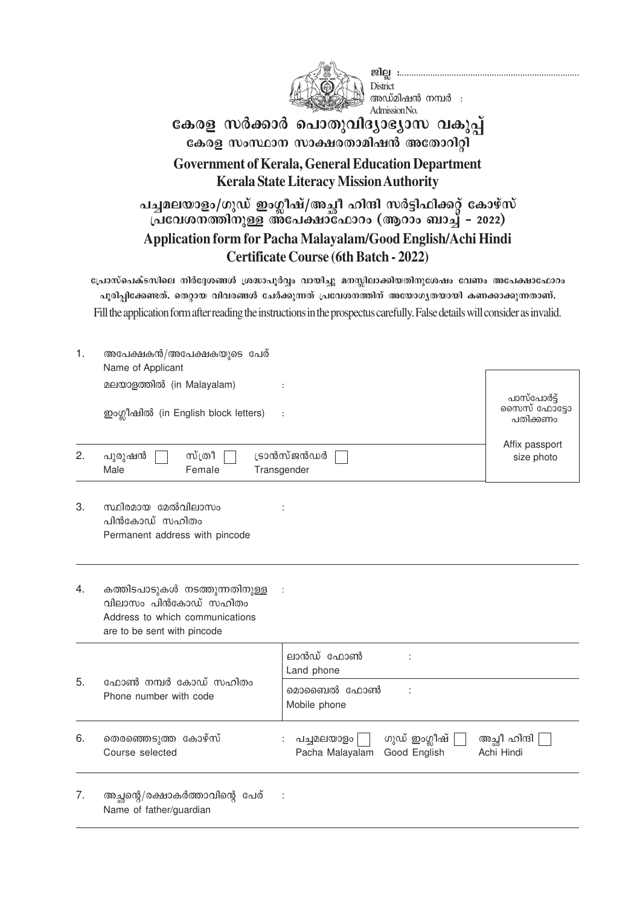ജില്ല :..........................................................................
District

അഡ്മിഷൻ നമ്പർ :
Admission No.

# കേരള സർക്കാർ പൊതുവിദ്യാഭ്യാസ വകുപ്പ്
## കേരള സംസ്ഥാന സാക്ഷരതാമിഷൻ അതോറിറ്റി

## Government of Kerala, General Education Department
## Kerala State Literacy Mission Authority

## പച്ചമലയാളം/ഗുഡ് ഇംഗ്ലീഷ്/അച്ഛീ ഹിന്ദി സർട്ടിഫിക്കറ്റ് കോഴ്സ് പ്രവേശനത്തിനുള്ള അപേക്ഷാഫോറം (ആറാം ബാച്ച് - 2022)

## Application form for Pacha Malayalam/Good English/Achi Hindi Certificate Course (6th Batch - 2022)

**പ്രോസ്പെക്ടസിലെ നിർദ്ദേശങ്ങൾ ശ്രദ്ധാപൂർവ്വം വായിച്ചു മനസ്സിലാക്കിയതിനുശേഷം വേണം അപേക്ഷാഫോറം പൂരിപ്പിക്കേണ്ടത്. തെറ്റായ വിവരങ്ങൾ ചേർക്കുന്നത് പ്രവേശനത്തിന് അയോഗ്യതയായി കണക്കാക്കുന്നതാണ്.**

Fill the application form after reading the instructions in the prospectus carefully. False details will consider as invalid.

1. അപേക്ഷകൻ/അപേക്ഷകയുടെ പേര്
   Name of Applicant
   മലയാളത്തിൽ (in Malayalam) :
   ഇംഗ്ലീഷിൽ (in English block letters) :

   പാസ്പോർട്ട് സൈസ് ഫോട്ടോ പതിക്കണം
   Affix passport size photo

2. പുരുഷൻ ☐ Male സ്ത്രീ ☐ Female ട്രാൻസ്ജൻഡർ ☐ Transgender

3. സ്ഥിരമായ മേൽവിലാസം പിൻകോഡ് സഹിതം
   Permanent address with pincode :

4. കത്തിടപാടുകൾ നടത്തുന്നതിനുള്ള വിലാസം പിൻകോഡ് സഹിതം
   Address to which communications are to be sent with pincode :

5. ഫോൺ നമ്പർ കോഡ് സഹിതം
   Phone number with code
   - ലാൻഡ് ഫോൺ Land phone :
   - മൊബൈൽ ഫോൺ Mobile phone :

6. തെരഞ്ഞെടുത്ത കോഴ്സ്
   Course selected : പച്ചമലയാളം ☐ Pacha Malayalam ഗുഡ് ഇംഗ്ലീഷ് ☐ Good English അച്ഛീ ഹിന്ദി ☐ Achi Hindi

7. അച്ഛന്റെ/രക്ഷാകർത്താവിന്റെ പേര്
   Name of father/guardian :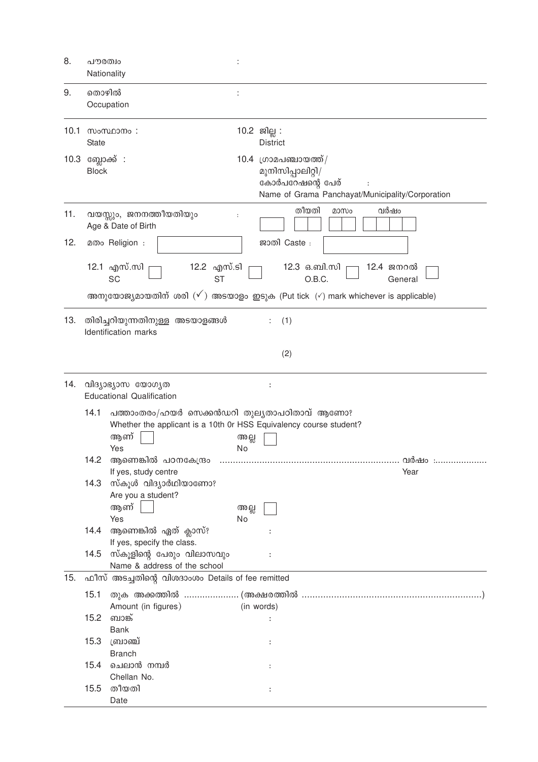8. പൗരത്വം :
Nationality

9. തൊഴിൽ :
Occupation

10.1 സംസ്ഥാനം :
State

10.2 ജില്ല :
District

10.3 ബ്ലോക്ക് :
Block

10.4 ഗ്രാമപഞ്ചായത്ത്/ മുനിസിപ്പാലിറ്റി/ കോർപറേഷന്റെ പേര് :
Name of Grama Panchayat/Municipality/Corporation

11. വയസ്സും, ജനനത്തീയതിയും :
Age & Date of Birth

| | തീയതി | മാസം | വർഷം |
|---|---|---|---|
| | | | |

12. മതം Religion : ജാതി Caste :

12.1 എസ്.സി SC ☐ 12.2 എസ്.ടി ST ☐ 12.3 ഒ.ബി.സി O.B.C. ☐ 12.4 ജനറൽ General ☐

അനുയോജ്യമായതിന് ശരി (✓) അടയാളം ഇടുക (Put tick (✓) mark whichever is applicable)

13. തിരിച്ചറിയുന്നതിനുള്ള അടയാളങ്ങൾ : (1)
Identification marks

(2)

14. വിദ്യാഭ്യാസ യോഗ്യത :
Educational Qualification

14.1 പത്താംതരം/ഹയർ സെക്കൻഡറി തുല്യതാപഠിതാവ് ആണോ?
Whether the applicant is a 10th 0r HSS Equivalency course student?
ആണ് Yes ☐ അല്ല No ☐

14.2 ആണെങ്കിൽ പഠനകേന്ദ്രം ........................................................................ വർഷം :....................
If yes, study centre Year

14.3 സ്കൂൾ വിദ്യാർഥിയാണോ?
Are you a student?
ആണ് Yes ☐ അല്ല No ☐

14.4 ആണെങ്കിൽ ഏത് ക്ലാസ്? :
If yes, specify the class.

14.5 സ്കൂളിന്റെ പേരും വിലാസവും :
Name & address of the school

15. ഫീസ് അടച്ചതിന്റെ വിശദാംശം Details of fee remitted

15.1 തുക അക്കത്തിൽ ..................... (അക്ഷരത്തിൽ ...................................................................)
Amount (in figures) (in words)

15.2 ബാങ്ക് :
Bank

15.3 ബ്രാഞ്ച് :
Branch

15.4 ചെലാൻ നമ്പർ :
Chellan No.

15.5 തീയതി :
Date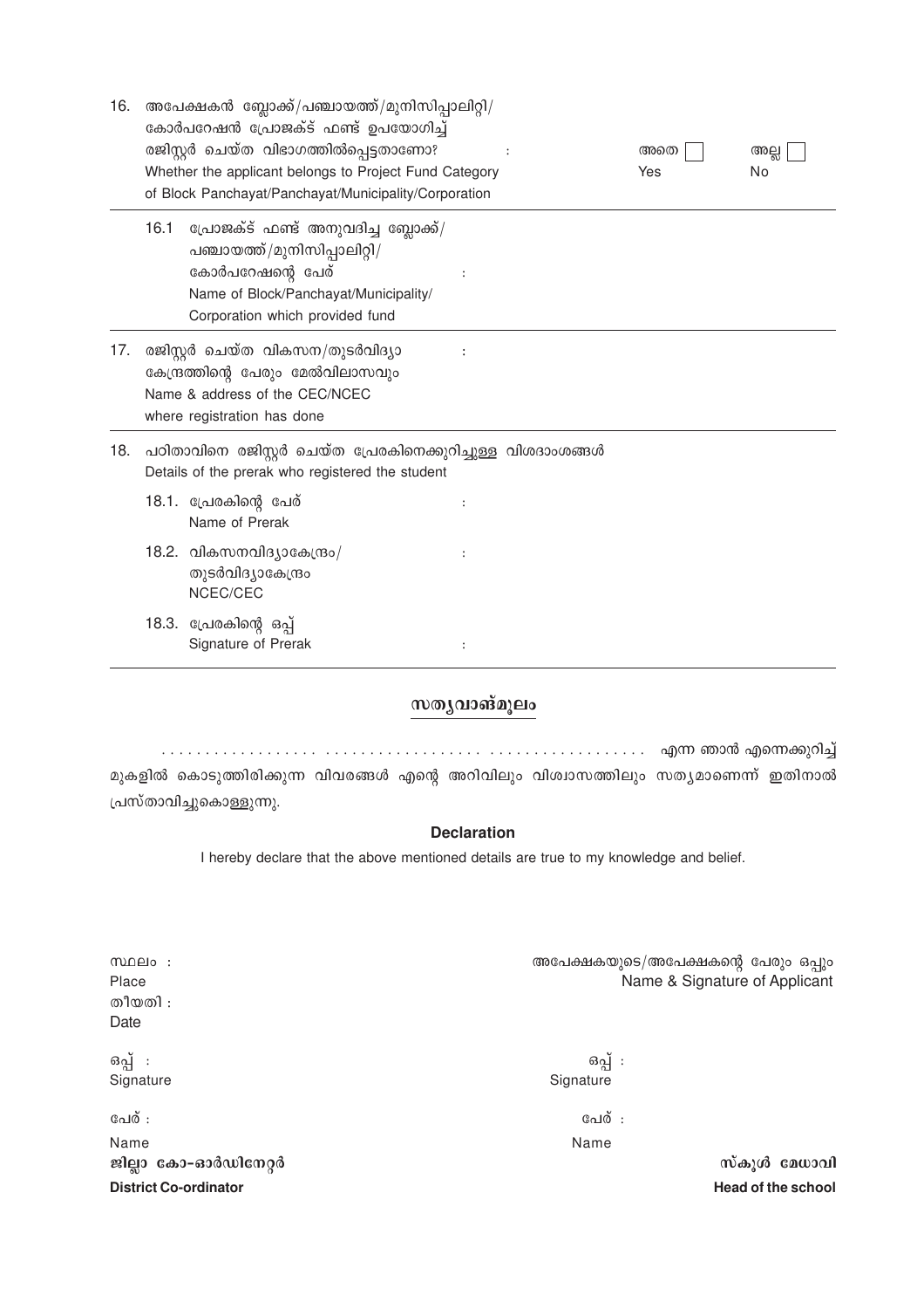16. അപേക്ഷകൻ ബ്ലോക്ക്/പഞ്ചായത്ത്/മുനിസിപ്പാലിറ്റി/കോർപറേഷൻ പ്രോജക്ട് ഫണ്ട് ഉപയോഗിച്ച് രജിസ്റ്റർ ചെയ്ത വിഭാഗത്തിൽപ്പെട്ടതാണോ? : അതെ ☐ അല്ല ☐
Whether the applicant belongs to Project Fund Category of Block Panchayat/Panchayat/Municipality/Corporation Yes No

16.1 പ്രോജക്ട് ഫണ്ട് അനുവദിച്ച ബ്ലോക്ക്/പഞ്ചായത്ത്/മുനിസിപ്പാലിറ്റി/കോർപറേഷന്റെ പേര് :
Name of Block/Panchayat/Municipality/Corporation which provided fund

17. രജിസ്റ്റർ ചെയ്ത വികസന/തുടർവിദ്യാ കേന്ദ്രത്തിന്റെ പേരും മേൽവിലാസവും :
Name & address of the CEC/NCEC where registration has done

18. പഠിതാവിനെ രജിസ്റ്റർ ചെയ്ത പ്രേരകിനെക്കുറിച്ചുള്ള വിശദാംശങ്ങൾ
Details of the prerak who registered the student

18.1. പ്രേരകിന്റെ പേര് :
Name of Prerak

18.2. വികസനവിദ്യാകേന്ദ്രം/തുടർവിദ്യാകേന്ദ്രം :
NCEC/CEC

18.3. പ്രേരകിന്റെ ഒപ്പ് :
Signature of Prerak

## സത്യവാങ്മൂലം

.................. .................. .................. എന്ന ഞാൻ എന്നെക്കുറിച്ച് മുകളിൽ കൊടുത്തിരിക്കുന്ന വിവരങ്ങൾ എന്റെ അറിവിലും വിശ്വാസത്തിലും സത്യമാണെന്ന് ഇതിനാൽ പ്രസ്താവിച്ചുകൊള്ളുന്നു.

## Declaration

I hereby declare that the above mentioned details are true to my knowledge and belief.

സ്ഥലം :
Place
തീയതി :
Date

അപേക്ഷകയുടെ/അപേക്ഷകന്റെ പേരും ഒപ്പും
Name & Signature of Applicant

ഒപ്പ് :
Signature
പേര് :
Name
**ജില്ലാ കോ-ഓർഡിനേറ്റർ**
**District Co-ordinator**

ഒപ്പ് :
Signature
പേര് :
Name
**സ്കൂൾ മേധാവി**
**Head of the school**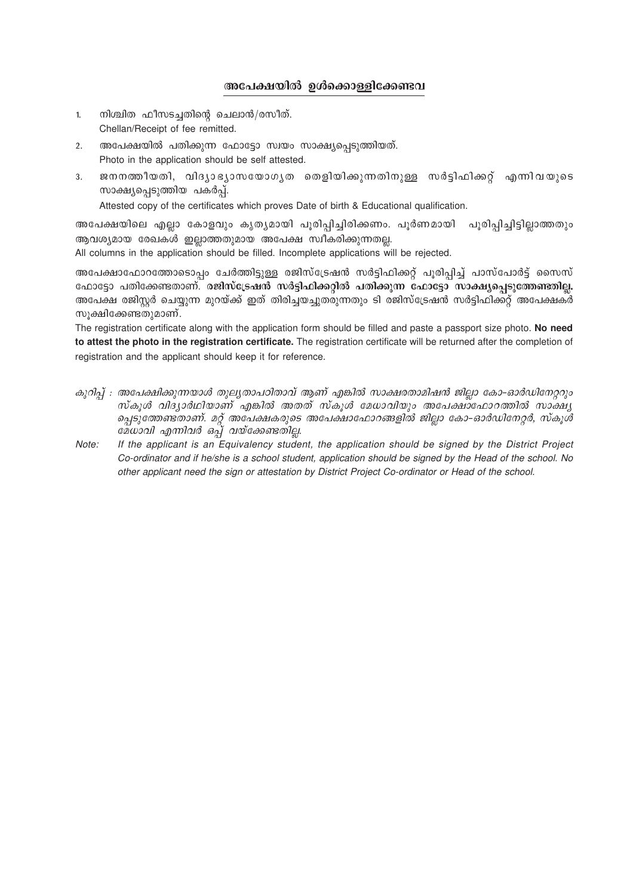## അപേക്ഷയിൽ ഉൾക്കൊള്ളിക്കേണ്ടവ

1. നിശ്ചിത ഫീസടച്ചതിന്റെ ചെലാൻ/രസീത്.
   Chellan/Receipt of fee remitted.
2. അപേക്ഷയിൽ പതിക്കുന്ന ഫോട്ടോ സ്വയം സാക്ഷ്യപ്പെടുത്തിയത്.
   Photo in the application should be self attested.
3. ജനനത്തീയതി, വിദ്യാഭ്യാസയോഗ്യത തെളിയിക്കുന്നതിനുള്ള സർട്ടിഫിക്കറ്റ് എന്നിവയുടെ സാക്ഷ്യപ്പെടുത്തിയ പകർപ്പ്.
   Attested copy of the certificates which proves Date of birth & Educational qualification.

അപേക്ഷയിലെ എല്ലാ കോളവും കൃത്യമായി പൂരിപ്പിച്ചിരിക്കണം. പൂർണമായി പൂരിപ്പിച്ചിട്ടില്ലാത്തതും ആവശ്യമായ രേഖകൾ ഇല്ലാത്തതുമായ അപേക്ഷ സ്വീകരിക്കുന്നതല്ല.
All columns in the application should be filled. Incomplete applications will be rejected.

അപേക്ഷാഫോറത്തോടൊപ്പം ചേർത്തിട്ടുള്ള രജിസ്ട്രേഷൻ സർട്ടിഫിക്കറ്റ് പൂരിപ്പിച്ച് പാസ്പോർട്ട് സൈസ് ഫോട്ടോ പതിക്കേണ്ടതാണ്. **രജിസ്ട്രേഷൻ സർട്ടിഫിക്കറ്റിൽ പതിക്കുന്ന ഫോട്ടോ സാക്ഷ്യപ്പെടുത്തേണ്ടതില്ല.** അപേക്ഷ രജിസ്റ്റർ ചെയ്യുന്ന മുറയ്ക്ക് ഇത് തിരിച്ചയച്ചുതരുന്നതും ടി രജിസ്ട്രേഷൻ സർട്ടിഫിക്കറ്റ് അപേക്ഷകർ സൂക്ഷിക്കേണ്ടതുമാണ്.

The registration certificate along with the application form should be filled and paste a passport size photo. **No need to attest the photo in the registration certificate.** The registration certificate will be returned after the completion of registration and the applicant should keep it for reference.

*കുറിപ്പ് : അപേക്ഷിക്കുന്നയാൾ തുല്യതാപഠിതാവ് ആണ് എങ്കിൽ സാക്ഷരതാമിഷൻ ജില്ലാ കോ-ഓർഡിനേറ്ററും സ്കൂൾ വിദ്യാർഥിയാണ് എങ്കിൽ അതത് സ്കൂൾ മേധാവിയും അപേക്ഷാഫോറത്തിൽ സാക്ഷ്യപ്പെടുത്തേണ്ടതാണ്. മറ്റ് അപേക്ഷകരുടെ അപേക്ഷാഫോറങ്ങളിൽ ജില്ലാ കോ-ഓർഡിനേറ്റർ, സ്കൂൾ മേധാവി എന്നിവർ ഒപ്പ് വയ്ക്കേണ്ടതില്ല.*

*Note: If the applicant is an Equivalency student, the application should be signed by the District Project Co-ordinator and if he/she is a school student, application should be signed by the Head of the school. No other applicant need the sign or attestation by District Project Co-ordinator or Head of the school.*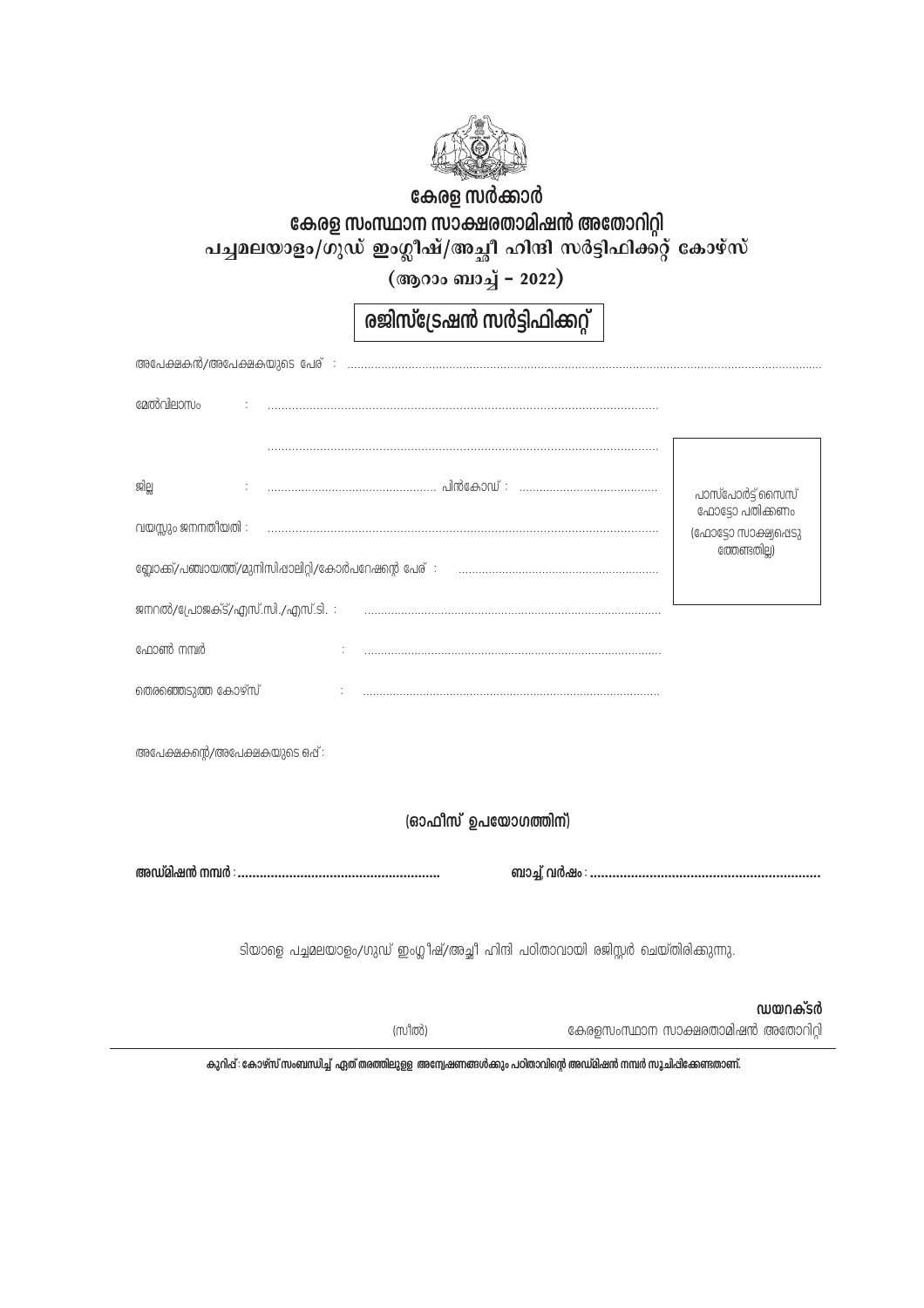# കേരള സർക്കാർ

## കേരള സംസ്ഥാന സാക്ഷരതാമിഷൻ അതോറിറ്റി

## പച്ചമലയാളം/ഗുഡ് ഇംഗ്ലീഷ്/അച്ഛീ ഹിന്ദി സർട്ടിഫിക്കറ്റ് കോഴ്സ്

**(ആറാം ബാച്ച് – 2022)**

## രജിസ്ട്രേഷൻ സർട്ടിഫിക്കറ്റ്

അപേക്ഷകൻ/അപേക്ഷകയുടെ പേര് : ..........................................................................................................................................

മേൽവിലാസം : ...............................................................................................................

...............................................................................................................

ജില്ല : ................................................ പിൻകോഡ് : ........................................

വയസ്സും ജനനതീയതി : ...............................................................................................................

ബ്ലോക്ക്/പഞ്ചായത്ത്/മുനിസിപ്പാലിറ്റി/കോർപറേഷന്റെ പേര് : ..........................................................

ജനറൽ/പ്രോജക്ട്/എസ്.സി./എസ്.ടി. : .......................................................................................

ഫോൺ നമ്പർ : .......................................................................................

തെരഞ്ഞെടുത്ത കോഴ്സ് : .......................................................................................

പാസ്പോർട്ട് സൈസ് ഫോട്ടോ പതിക്കണം (ഫോട്ടോ സാക്ഷ്യപ്പെടുത്തേണ്ടതില്ല)

അപേക്ഷകന്റെ/അപേക്ഷകയുടെ ഒപ്പ് :

**(ഓഫീസ് ഉപയോഗത്തിന്)**

**അഡ്മിഷൻ നമ്പർ : ......................................................** **ബാച്ച്, വർഷം : ..............................................................**

ടിയാളെ പച്ചമലയാളം/ഗുഡ് ഇംഗ്ലീഷ്/അച്ഛീ ഹിന്ദി പഠിതാവായി രജിസ്റ്റർ ചെയ്തിരിക്കുന്നു.

**ഡയറക്ടർ**

(സീൽ) കേരളസംസ്ഥാന സാക്ഷരതാമിഷൻ അതോറിറ്റി

**കുറിപ്പ് : കോഴ്സ് സംബന്ധിച്ച് ഏത് തരത്തിലുള്ള അന്വേഷണങ്ങൾക്കും പഠിതാവിന്റെ അഡ്മിഷൻ നമ്പർ സൂചിപ്പിക്കേണ്ടതാണ്.**